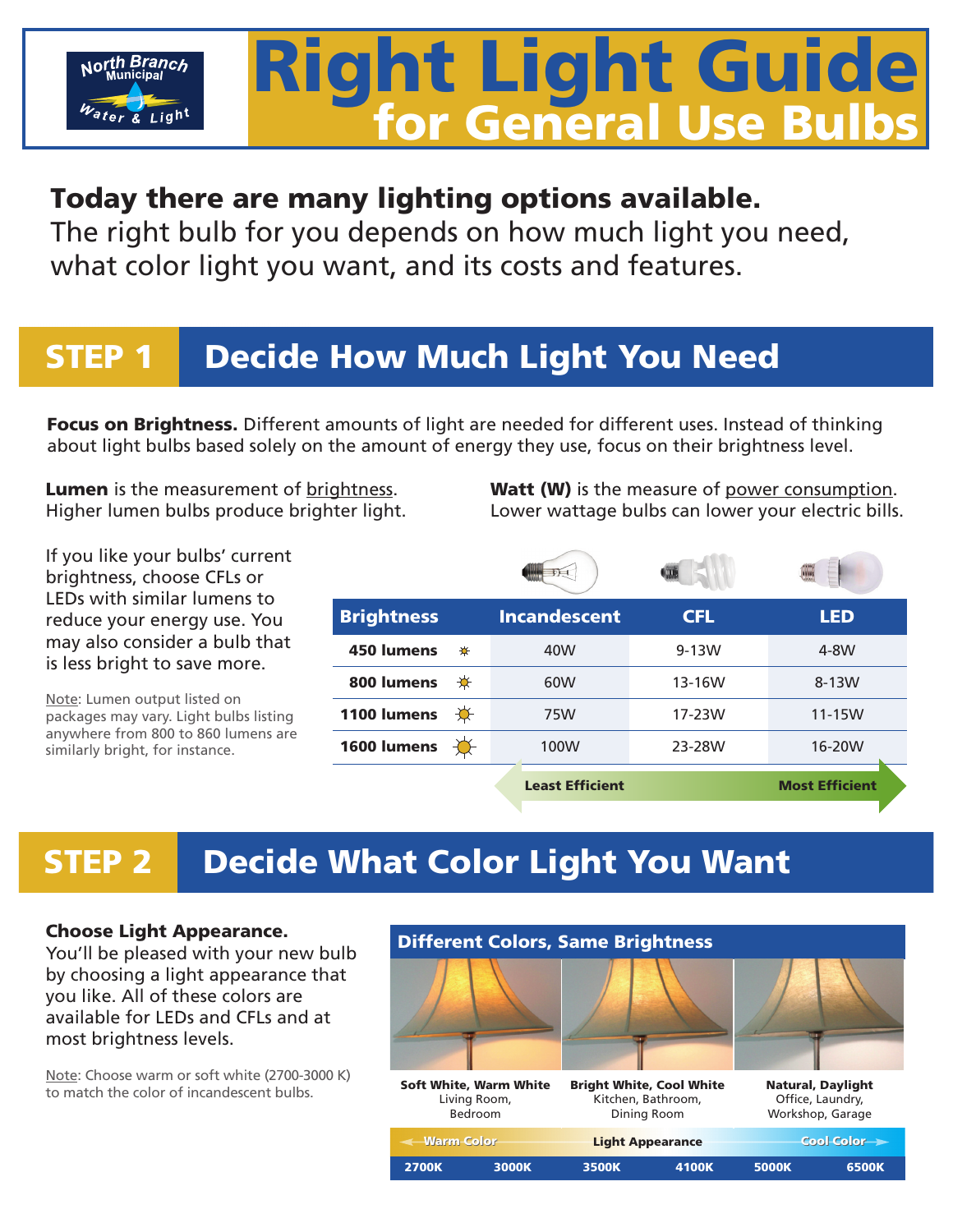North Branch Municipal Water & Light

# Right Light Guide for General Use Bulbs

**Today there are many lighting options available.**
The right bulb for you depends on how much light you need, what color light you want, and its costs and features.

## STEP 1 Decide How Much Light You Need

**Focus on Brightness.** Different amounts of light are needed for different uses. Instead of thinking about light bulbs based solely on the amount of energy they use, focus on their brightness level.

**Lumen** is the measurement of brightness. Higher lumen bulbs produce brighter light.

**Watt (W)** is the measure of power consumption. Lower wattage bulbs can lower your electric bills.

If you like your bulbs' current brightness, choose CFLs or LEDs with similar lumens to reduce your energy use. You may also consider a bulb that is less bright to save more.

Note: Lumen output listed on packages may vary. Light bulbs listing anywhere from 800 to 860 lumens are similarly bright, for instance.

| Brightness | Incandescent | CFL | LED |
|---|---|---|---|
| 450 lumens | 40W | 9-13W | 4-8W |
| 800 lumens | 60W | 13-16W | 8-13W |
| 1100 lumens | 75W | 17-23W | 11-15W |
| 1600 lumens | 100W | 23-28W | 16-20W |

Least Efficient ← → Most Efficient

## STEP 2 Decide What Color Light You Want

**Choose Light Appearance.**
You'll be pleased with your new bulb by choosing a light appearance that you like. All of these colors are available for LEDs and CFLs and at most brightness levels.

Note: Choose warm or soft white (2700-3000 K) to match the color of incandescent bulbs.

**Different Colors, Same Brightness**

| Soft White, Warm White | Bright White, Cool White | Natural, Daylight |
|---|---|---|
| Living Room, Bedroom | Kitchen, Bathroom, Dining Room | Office, Laundry, Workshop, Garage |

Warm Color ← Light Appearance → Cool Color

2700K | 3000K | 3500K | 4100K | 5000K | 6500K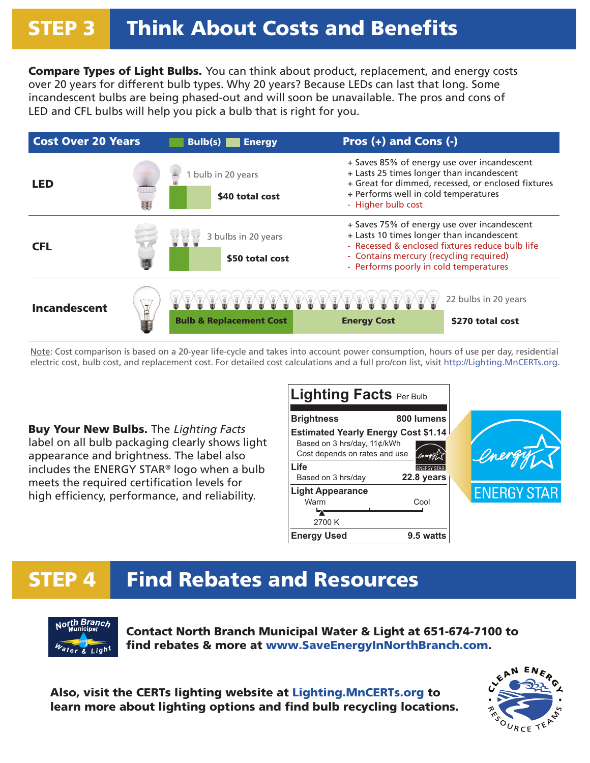# STEP 3 Think About Costs and Benefits

**Compare Types of Light Bulbs.** You can think about product, replacement, and energy costs over 20 years for different bulb types. Why 20 years? Because LEDs can last that long. Some incandescent bulbs are being phased-out and will soon be unavailable. The pros and cons of LED and CFL bulbs will help you pick a bulb that is right for you.

| Cost Over 20 Years | Bulb(s) / Energy | Pros (+) and Cons (-) |
|---|---|---|
| **LED** | 1 bulb in 20 years<br>**$40 total cost** | + Saves 85% of energy use over incandescent<br>+ Lasts 25 times longer than incandescent<br>+ Great for dimmed, recessed, or enclosed fixtures<br>+ Performs well in cold temperatures<br>- Higher bulb cost |
| **CFL** | 3 bulbs in 20 years<br>**$50 total cost** | + Saves 75% of energy use over incandescent<br>+ Lasts 10 times longer than incandescent<br>- Recessed & enclosed fixtures reduce bulb life<br>- Contains mercury (recycling required)<br>- Performs poorly in cold temperatures |
| **Incandescent** | **Bulb & Replacement Cost** / **Energy Cost** | 22 bulbs in 20 years<br>**$270 total cost** |

Note: Cost comparison is based on a 20-year life-cycle and takes into account power consumption, hours of use per day, residential electric cost, bulb cost, and replacement cost. For detailed cost calculations and a full pro/con list, visit http://Lighting.MnCERTs.org.

**Buy Your New Bulbs.** The *Lighting Facts* label on all bulb packaging clearly shows light appearance and brightness. The label also includes the ENERGY STAR® logo when a bulb meets the required certification levels for high efficiency, performance, and reliability.

**Lighting Facts** Per Bulb

| | |
|---|---|
| **Brightness** | **800 lumens** |
| **Estimated Yearly Energy Cost** | **$1.14** |
| Based on 3 hrs/day, 11¢/kWh<br>Cost depends on rates and use | |
| **Life**<br>Based on 3 hrs/day | **22.8 years** |
| **Light Appearance**<br>Warm — Cool<br>2700 K | |
| **Energy Used** | **9.5 watts** |

ENERGY STAR

# STEP 4 Find Rebates and Resources

North Branch Municipal Water & Light

**Contact North Branch Municipal Water & Light at 651-674-7100 to find rebates & more at www.SaveEnergyInNorthBranch.com.**

**Also, visit the CERTs lighting website at Lighting.MnCERTs.org to learn more about lighting options and find bulb recycling locations.**

Clean Energy Resource Teams